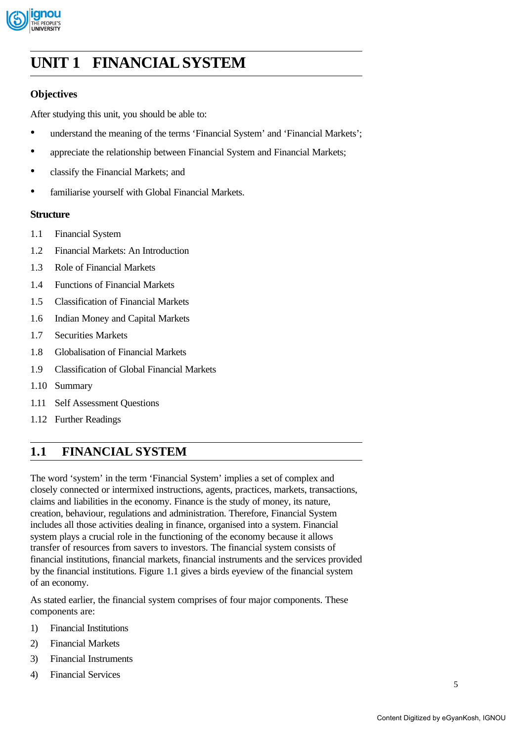# UNIT 1 FINANCIAL SYSTEM

### Objectives

After studying this unit, you should be able to:

- understand the meaning of the terms 'Financial System' and 'Financial Markets';
- appreciate the relationship between Financial System and Financial Markets;
- classify the Financial Markets; and
- familiarise yourself with Global Financial Markets.

### Structure

1.1 Financial System

1.2 Financial Markets: An Introduction

1.3 Role of Financial Markets

1.4 Functions of Financial Markets

1.5 Classification of Financial Markets

1.6 Indian Money and Capital Markets

1.7 Securities Markets

1.8 Globalisation of Financial Markets

1.9 Classification of Global Financial Markets

1.10 Summary

1.11 Self Assessment Questions

1.12 Further Readings

## 1.1 FINANCIAL SYSTEM

The word 'system' in the term 'Financial System' implies a set of complex and closely connected or intermixed instructions, agents, practices, markets, transactions, claims and liabilities in the economy. Finance is the study of money, its nature, creation, behaviour, regulations and administration. Therefore, Financial System includes all those activities dealing in finance, organised into a system. Financial system plays a crucial role in the functioning of the economy because it allows transfer of resources from savers to investors. The financial system consists of financial institutions, financial markets, financial instruments and the services provided by the financial institutions. Figure 1.1 gives a birds eyeview of the financial system of an economy.

As stated earlier, the financial system comprises of four major components. These components are:

1) Financial Institutions
2) Financial Markets
3) Financial Instruments
4) Financial Services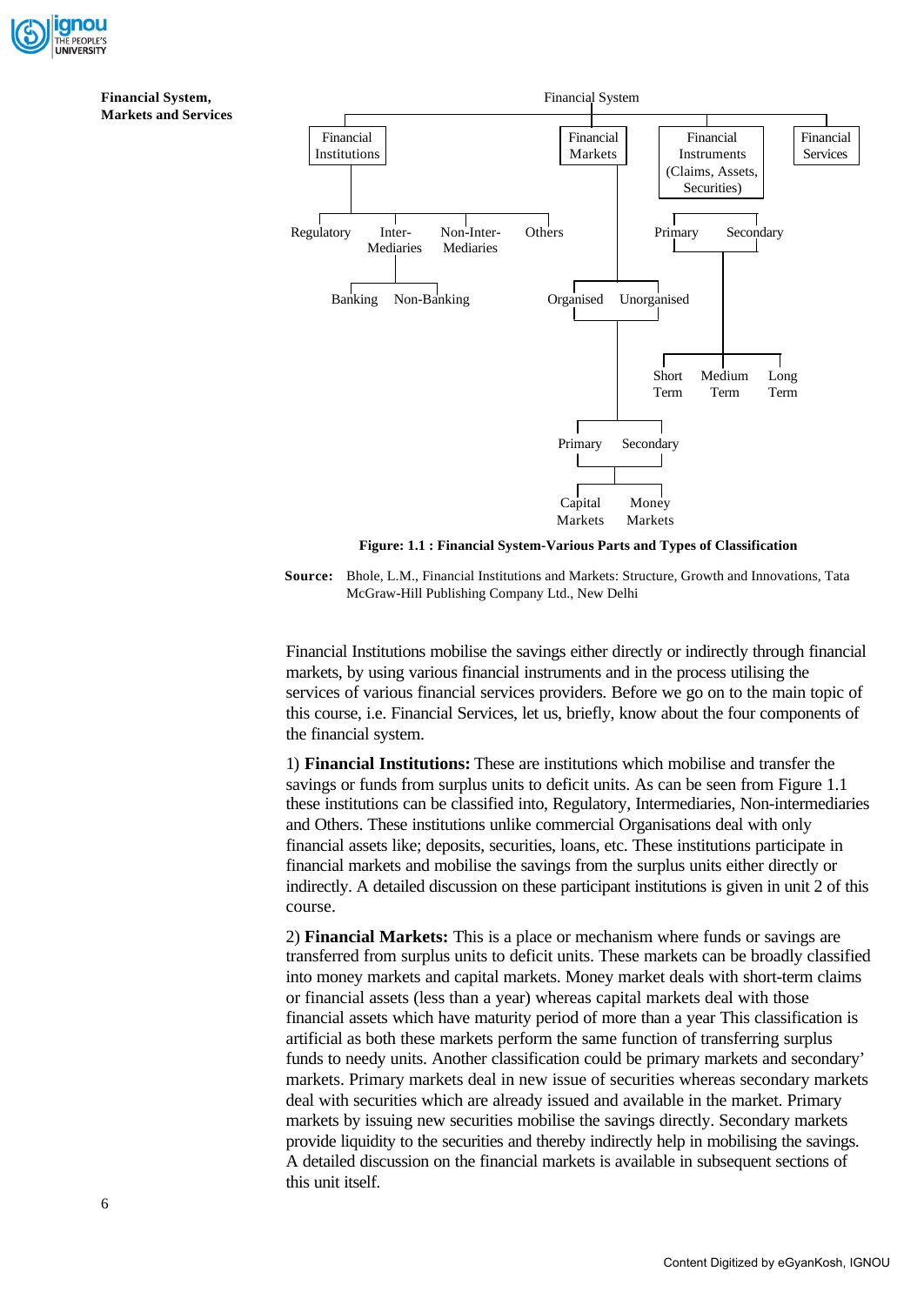Financial System

- Financial Institutions
  - Regulatory
  - Inter-Mediaries
    - Banking
    - Non-Banking
  - Non-Inter-Mediaries
  - Others
- Financial Markets
  - Organised
  - Unorganised
    - Primary
    - Secondary
      - Capital Markets
      - Money Markets
- Financial Instruments (Claims, Assets, Securities)
  - Primary
  - Secondary
    - Short Term
    - Medium Term
    - Long Term
- Financial Services

**Figure: 1.1 : Financial System-Various Parts and Types of Classification**

**Source:** Bhole, L.M., Financial Institutions and Markets: Structure, Growth and Innovations, Tata McGraw-Hill Publishing Company Ltd., New Delhi

Financial Institutions mobilise the savings either directly or indirectly through financial markets, by using various financial instruments and in the process utilising the services of various financial services providers. Before we go on to the main topic of this course, i.e. Financial Services, let us, briefly, know about the four components of the financial system.

1) **Financial Institutions:** These are institutions which mobilise and transfer the savings or funds from surplus units to deficit units. As can be seen from Figure 1.1 these institutions can be classified into, Regulatory, Intermediaries, Non-intermediaries and Others. These institutions unlike commercial Organisations deal with only financial assets like; deposits, securities, loans, etc. These institutions participate in financial markets and mobilise the savings from the surplus units either directly or indirectly. A detailed discussion on these participant institutions is given in unit 2 of this course.

2) **Financial Markets:** This is a place or mechanism where funds or savings are transferred from surplus units to deficit units. These markets can be broadly classified into money markets and capital markets. Money market deals with short-term claims or financial assets (less than a year) whereas capital markets deal with those financial assets which have maturity period of more than a year This classification is artificial as both these markets perform the same function of transferring surplus funds to needy units. Another classification could be primary markets and secondary' markets. Primary markets deal in new issue of securities whereas secondary markets deal with securities which are already issued and available in the market. Primary markets by issuing new securities mobilise the savings directly. Secondary markets provide liquidity to the securities and thereby indirectly help in mobilising the savings. A detailed discussion on the financial markets is available in subsequent sections of this unit itself.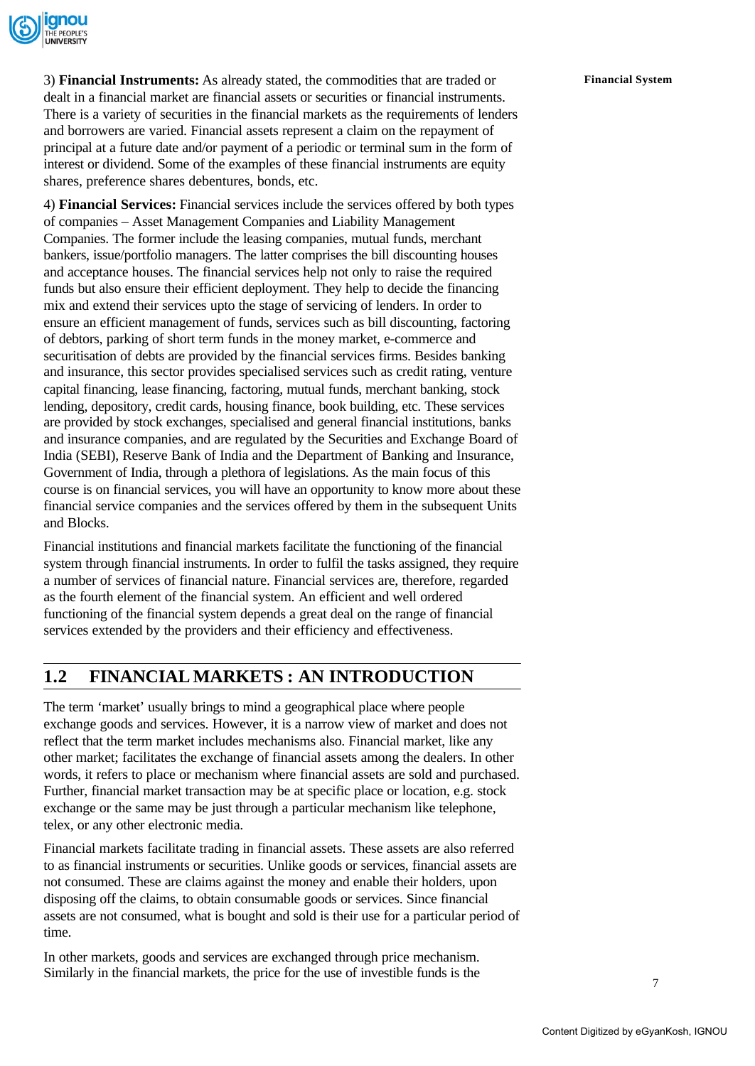3) **Financial Instruments:** As already stated, the commodities that are traded or dealt in a financial market are financial assets or securities or financial instruments. There is a variety of securities in the financial markets as the requirements of lenders and borrowers are varied. Financial assets represent a claim on the repayment of principal at a future date and/or payment of a periodic or terminal sum in the form of interest or dividend. Some of the examples of these financial instruments are equity shares, preference shares debentures, bonds, etc.

4) **Financial Services:** Financial services include the services offered by both types of companies – Asset Management Companies and Liability Management Companies. The former include the leasing companies, mutual funds, merchant bankers, issue/portfolio managers. The latter comprises the bill discounting houses and acceptance houses. The financial services help not only to raise the required funds but also ensure their efficient deployment. They help to decide the financing mix and extend their services upto the stage of servicing of lenders. In order to ensure an efficient management of funds, services such as bill discounting, factoring of debtors, parking of short term funds in the money market, e-commerce and securitisation of debts are provided by the financial services firms. Besides banking and insurance, this sector provides specialised services such as credit rating, venture capital financing, lease financing, factoring, mutual funds, merchant banking, stock lending, depository, credit cards, housing finance, book building, etc. These services are provided by stock exchanges, specialised and general financial institutions, banks and insurance companies, and are regulated by the Securities and Exchange Board of India (SEBI), Reserve Bank of India and the Department of Banking and Insurance, Government of India, through a plethora of legislations. As the main focus of this course is on financial services, you will have an opportunity to know more about these financial service companies and the services offered by them in the subsequent Units and Blocks.

Financial institutions and financial markets facilitate the functioning of the financial system through financial instruments. In order to fulfil the tasks assigned, they require a number of services of financial nature. Financial services are, therefore, regarded as the fourth element of the financial system. An efficient and well ordered functioning of the financial system depends a great deal on the range of financial services extended by the providers and their efficiency and effectiveness.

## 1.2 FINANCIAL MARKETS : AN INTRODUCTION

The term 'market' usually brings to mind a geographical place where people exchange goods and services. However, it is a narrow view of market and does not reflect that the term market includes mechanisms also. Financial market, like any other market; facilitates the exchange of financial assets among the dealers. In other words, it refers to place or mechanism where financial assets are sold and purchased. Further, financial market transaction may be at specific place or location, e.g. stock exchange or the same may be just through a particular mechanism like telephone, telex, or any other electronic media.

Financial markets facilitate trading in financial assets. These assets are also referred to as financial instruments or securities. Unlike goods or services, financial assets are not consumed. These are claims against the money and enable their holders, upon disposing off the claims, to obtain consumable goods or services. Since financial assets are not consumed, what is bought and sold is their use for a particular period of time.

In other markets, goods and services are exchanged through price mechanism. Similarly in the financial markets, the price for the use of investible funds is the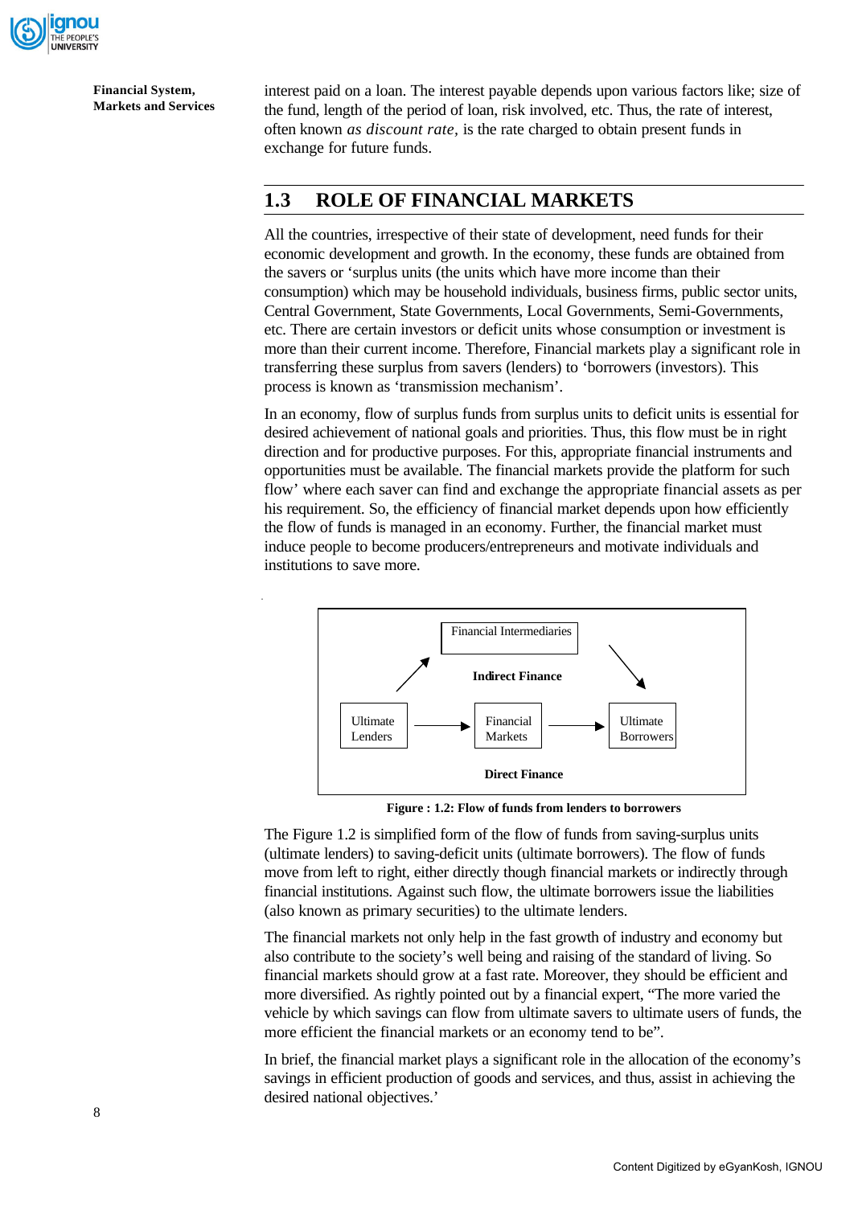interest paid on a loan. The interest payable depends upon various factors like; size of the fund, length of the period of loan, risk involved, etc. Thus, the rate of interest, often known *as discount rate*, is the rate charged to obtain present funds in exchange for future funds.

## 1.3 ROLE OF FINANCIAL MARKETS

All the countries, irrespective of their state of development, need funds for their economic development and growth. In the economy, these funds are obtained from the savers or 'surplus units (the units which have more income than their consumption) which may be household individuals, business firms, public sector units, Central Government, State Governments, Local Governments, Semi-Governments, etc. There are certain investors or deficit units whose consumption or investment is more than their current income. Therefore, Financial markets play a significant role in transferring these surplus from savers (lenders) to 'borrowers (investors). This process is known as 'transmission mechanism'.

In an economy, flow of surplus funds from surplus units to deficit units is essential for desired achievement of national goals and priorities. Thus, this flow must be in right direction and for productive purposes. For this, appropriate financial instruments and opportunities must be available. The financial markets provide the platform for such flow' where each saver can find and exchange the appropriate financial assets as per his requirement. So, the efficiency of financial market depends upon how efficiently the flow of funds is managed in an economy. Further, the financial market must induce people to become producers/entrepreneurs and motivate individuals and institutions to save more.

```
                    Financial Intermediaries
                 ↗                          ↘
                        Indirect Finance

Ultimate Lenders  →  Financial Markets  →  Ultimate Borrowers

                        Direct Finance
```

**Figure : 1.2: Flow of funds from lenders to borrowers**

The Figure 1.2 is simplified form of the flow of funds from saving-surplus units (ultimate lenders) to saving-deficit units (ultimate borrowers). The flow of funds move from left to right, either directly though financial markets or indirectly through financial institutions. Against such flow, the ultimate borrowers issue the liabilities (also known as primary securities) to the ultimate lenders.

The financial markets not only help in the fast growth of industry and economy but also contribute to the society's well being and raising of the standard of living. So financial markets should grow at a fast rate. Moreover, they should be efficient and more diversified. As rightly pointed out by a financial expert, "The more varied the vehicle by which savings can flow from ultimate savers to ultimate users of funds, the more efficient the financial markets or an economy tend to be".

In brief, the financial market plays a significant role in the allocation of the economy's savings in efficient production of goods and services, and thus, assist in achieving the desired national objectives.'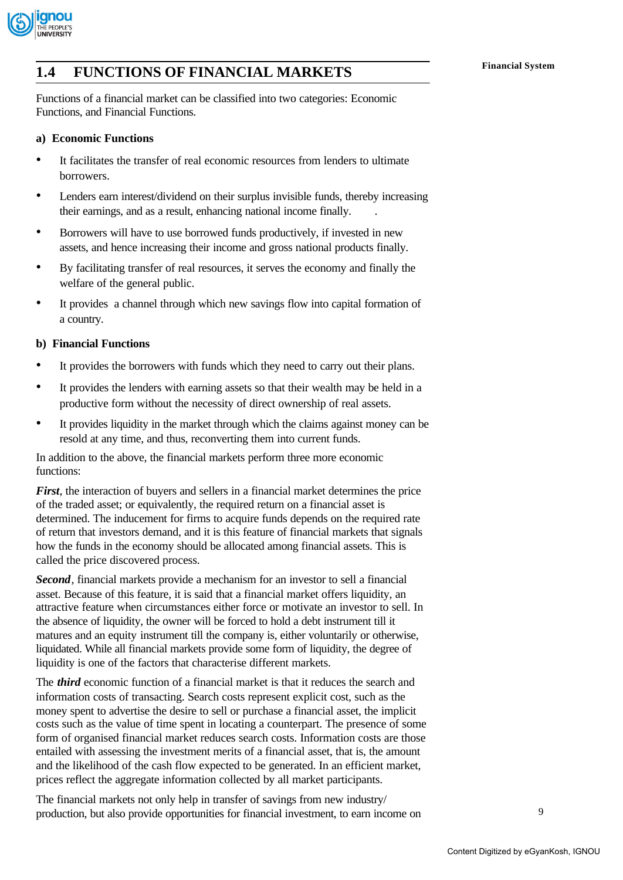## 1.4 FUNCTIONS OF FINANCIAL MARKETS

Functions of a financial market can be classified into two categories: Economic Functions, and Financial Functions.

**a) Economic Functions**

- It facilitates the transfer of real economic resources from lenders to ultimate borrowers.
- Lenders earn interest/dividend on their surplus invisible funds, thereby increasing their earnings, and as a result, enhancing national income finally.
- Borrowers will have to use borrowed funds productively, if invested in new assets, and hence increasing their income and gross national products finally.
- By facilitating transfer of real resources, it serves the economy and finally the welfare of the general public.
- It provides a channel through which new savings flow into capital formation of a country.

**b) Financial Functions**

- It provides the borrowers with funds which they need to carry out their plans.
- It provides the lenders with earning assets so that their wealth may be held in a productive form without the necessity of direct ownership of real assets.
- It provides liquidity in the market through which the claims against money can be resold at any time, and thus, reconverting them into current funds.

In addition to the above, the financial markets perform three more economic functions:

***First***, the interaction of buyers and sellers in a financial market determines the price of the traded asset; or equivalently, the required return on a financial asset is determined. The inducement for firms to acquire funds depends on the required rate of return that investors demand, and it is this feature of financial markets that signals how the funds in the economy should be allocated among financial assets. This is called the price discovered process.

***Second***, financial markets provide a mechanism for an investor to sell a financial asset. Because of this feature, it is said that a financial market offers liquidity, an attractive feature when circumstances either force or motivate an investor to sell. In the absence of liquidity, the owner will be forced to hold a debt instrument till it matures and an equity instrument till the company is, either voluntarily or otherwise, liquidated. While all financial markets provide some form of liquidity, the degree of liquidity is one of the factors that characterise different markets.

The ***third*** economic function of a financial market is that it reduces the search and information costs of transacting. Search costs represent explicit cost, such as the money spent to advertise the desire to sell or purchase a financial asset, the implicit costs such as the value of time spent in locating a counterpart. The presence of some form of organised financial market reduces search costs. Information costs are those entailed with assessing the investment merits of a financial asset, that is, the amount and the likelihood of the cash flow expected to be generated. In an efficient market, prices reflect the aggregate information collected by all market participants.

The financial markets not only help in transfer of savings from new industry/ production, but also provide opportunities for financial investment, to earn income on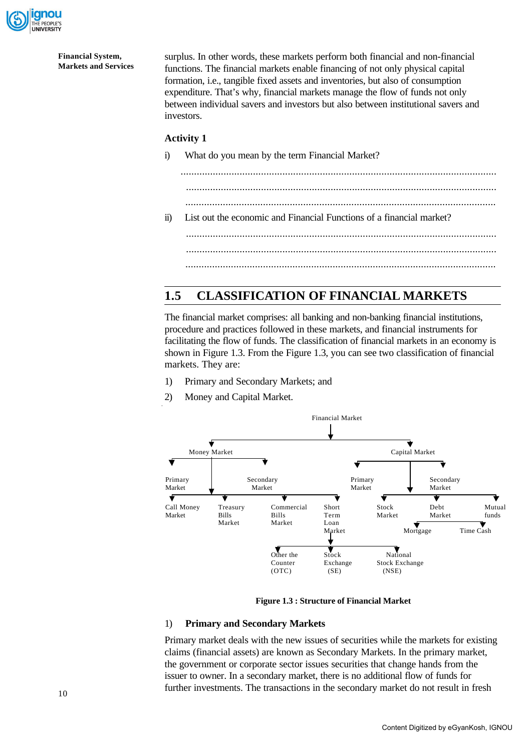surplus. In other words, these markets perform both financial and non-financial functions. The financial markets enable financing of not only physical capital formation, i.e., tangible fixed assets and inventories, but also of consumption expenditure. That's why, financial markets manage the flow of funds not only between individual savers and investors but also between institutional savers and investors.

### Activity 1

i) What do you mean by the term Financial Market?

.....................................................................................................................

.....................................................................................................................

.....................................................................................................................

ii) List out the economic and Financial Functions of a financial market?

.....................................................................................................................

.....................................................................................................................

.....................................................................................................................

## 1.5 CLASSIFICATION OF FINANCIAL MARKETS

The financial market comprises: all banking and non-banking financial institutions, procedure and practices followed in these markets, and financial instruments for facilitating the flow of funds. The classification of financial markets in an economy is shown in Figure 1.3. From the Figure 1.3, you can see two classification of financial markets. They are:

1) Primary and Secondary Markets; and
2) Money and Capital Market.

```
                                Financial Market
                                       |
            ---------------------------------------------------
            |                                                 |
       Money Market                                    Capital Market
    |                 |                             |                  |
 Primary          Secondary                      Primary           Secondary
 Market           Market                         Market            Market
    |                                                 |
Call Money   Treasury   Commercial   Short       Stock      Debt       Mutual
Market       Bills      Bills        Term        Market     Market     funds
             Market     Market       Loan                 |            |
                                     Market           Mortgage     Time Cash
                                       |
                    --------------------------------------
                    |                  |                 |
                Other the            Stock            National
                Counter              Exchange         Stock Exchange
                (OTC)                (SE)             (NSE)
```

**Figure 1.3 : Structure of Financial Market**

1) **Primary and Secondary Markets**

Primary market deals with the new issues of securities while the markets for existing claims (financial assets) are known as Secondary Markets. In the primary market, the government or corporate sector issues securities that change hands from the issuer to owner. In a secondary market, there is no additional flow of funds for further investments. The transactions in the secondary market do not result in fresh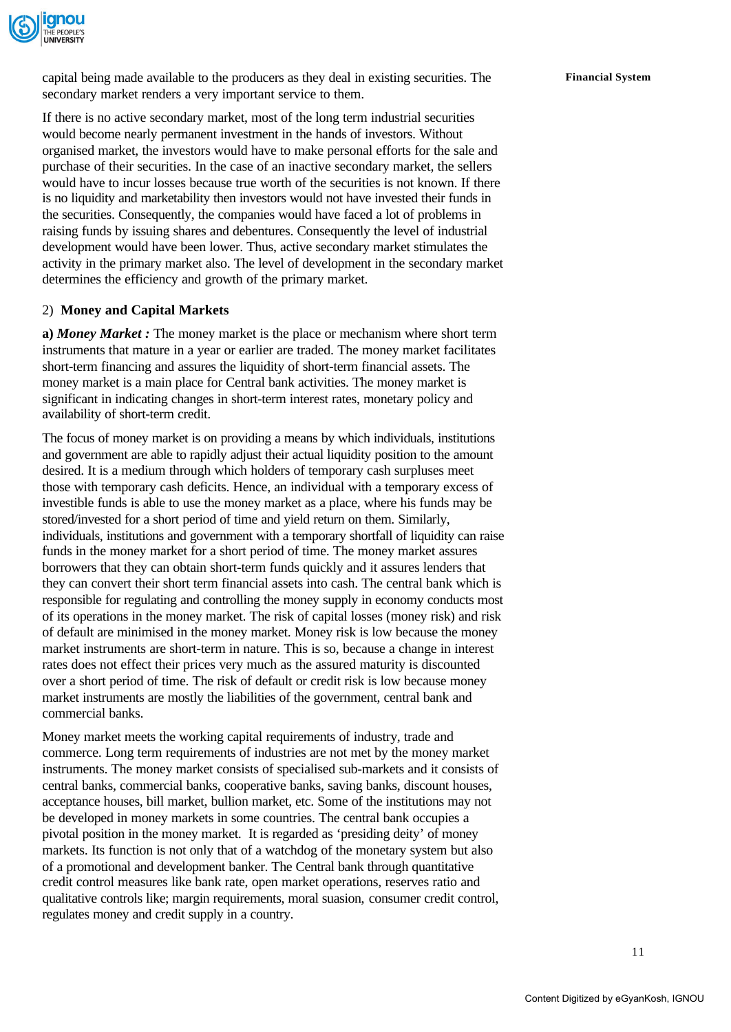capital being made available to the producers as they deal in existing securities. The secondary market renders a very important service to them.

If there is no active secondary market, most of the long term industrial securities would become nearly permanent investment in the hands of investors. Without organised market, the investors would have to make personal efforts for the sale and purchase of their securities. In the case of an inactive secondary market, the sellers would have to incur losses because true worth of the securities is not known. If there is no liquidity and marketability then investors would not have invested their funds in the securities. Consequently, the companies would have faced a lot of problems in raising funds by issuing shares and debentures. Consequently the level of industrial development would have been lower. Thus, active secondary market stimulates the activity in the primary market also. The level of development in the secondary market determines the efficiency and growth of the primary market.

2) **Money and Capital Markets**

**a)** ***Money Market :*** The money market is the place or mechanism where short term instruments that mature in a year or earlier are traded. The money market facilitates short-term financing and assures the liquidity of short-term financial assets. The money market is a main place for Central bank activities. The money market is significant in indicating changes in short-term interest rates, monetary policy and availability of short-term credit.

The focus of money market is on providing a means by which individuals, institutions and government are able to rapidly adjust their actual liquidity position to the amount desired. It is a medium through which holders of temporary cash surpluses meet those with temporary cash deficits. Hence, an individual with a temporary excess of investible funds is able to use the money market as a place, where his funds may be stored/invested for a short period of time and yield return on them. Similarly, individuals, institutions and government with a temporary shortfall of liquidity can raise funds in the money market for a short period of time. The money market assures borrowers that they can obtain short-term funds quickly and it assures lenders that they can convert their short term financial assets into cash. The central bank which is responsible for regulating and controlling the money supply in economy conducts most of its operations in the money market. The risk of capital losses (money risk) and risk of default are minimised in the money market. Money risk is low because the money market instruments are short-term in nature. This is so, because a change in interest rates does not effect their prices very much as the assured maturity is discounted over a short period of time. The risk of default or credit risk is low because money market instruments are mostly the liabilities of the government, central bank and commercial banks.

Money market meets the working capital requirements of industry, trade and commerce. Long term requirements of industries are not met by the money market instruments. The money market consists of specialised sub-markets and it consists of central banks, commercial banks, cooperative banks, saving banks, discount houses, acceptance houses, bill market, bullion market, etc. Some of the institutions may not be developed in money markets in some countries. The central bank occupies a pivotal position in the money market. It is regarded as 'presiding deity' of money markets. Its function is not only that of a watchdog of the monetary system but also of a promotional and development banker. The Central bank through quantitative credit control measures like bank rate, open market operations, reserves ratio and qualitative controls like; margin requirements, moral suasion, consumer credit control, regulates money and credit supply in a country.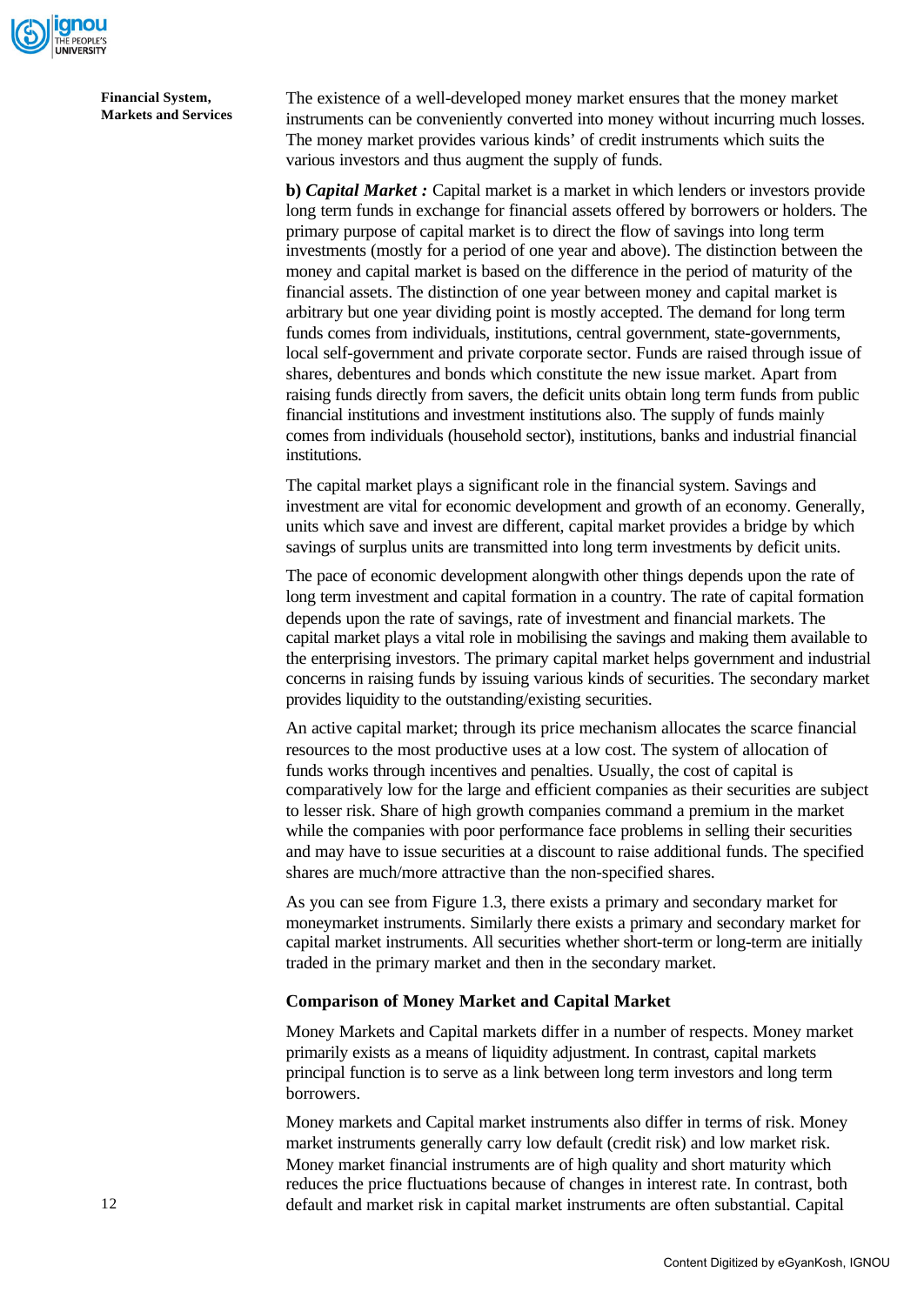The existence of a well-developed money market ensures that the money market instruments can be conveniently converted into money without incurring much losses. The money market provides various kinds' of credit instruments which suits the various investors and thus augment the supply of funds.

**b)** ***Capital Market :*** Capital market is a market in which lenders or investors provide long term funds in exchange for financial assets offered by borrowers or holders. The primary purpose of capital market is to direct the flow of savings into long term investments (mostly for a period of one year and above). The distinction between the money and capital market is based on the difference in the period of maturity of the financial assets. The distinction of one year between money and capital market is arbitrary but one year dividing point is mostly accepted. The demand for long term funds comes from individuals, institutions, central government, state-governments, local self-government and private corporate sector. Funds are raised through issue of shares, debentures and bonds which constitute the new issue market. Apart from raising funds directly from savers, the deficit units obtain long term funds from public financial institutions and investment institutions also. The supply of funds mainly comes from individuals (household sector), institutions, banks and industrial financial institutions.

The capital market plays a significant role in the financial system. Savings and investment are vital for economic development and growth of an economy. Generally, units which save and invest are different, capital market provides a bridge by which savings of surplus units are transmitted into long term investments by deficit units.

The pace of economic development alongwith other things depends upon the rate of long term investment and capital formation in a country. The rate of capital formation depends upon the rate of savings, rate of investment and financial markets. The capital market plays a vital role in mobilising the savings and making them available to the enterprising investors. The primary capital market helps government and industrial concerns in raising funds by issuing various kinds of securities. The secondary market provides liquidity to the outstanding/existing securities.

An active capital market; through its price mechanism allocates the scarce financial resources to the most productive uses at a low cost. The system of allocation of funds works through incentives and penalties. Usually, the cost of capital is comparatively low for the large and efficient companies as their securities are subject to lesser risk. Share of high growth companies command a premium in the market while the companies with poor performance face problems in selling their securities and may have to issue securities at a discount to raise additional funds. The specified shares are much/more attractive than the non-specified shares.

As you can see from Figure 1.3, there exists a primary and secondary market for moneymarket instruments. Similarly there exists a primary and secondary market for capital market instruments. All securities whether short-term or long-term are initially traded in the primary market and then in the secondary market.

### Comparison of Money Market and Capital Market

Money Markets and Capital markets differ in a number of respects. Money market primarily exists as a means of liquidity adjustment. In contrast, capital markets principal function is to serve as a link between long term investors and long term borrowers.

Money markets and Capital market instruments also differ in terms of risk. Money market instruments generally carry low default (credit risk) and low market risk. Money market financial instruments are of high quality and short maturity which reduces the price fluctuations because of changes in interest rate. In contrast, both default and market risk in capital market instruments are often substantial. Capital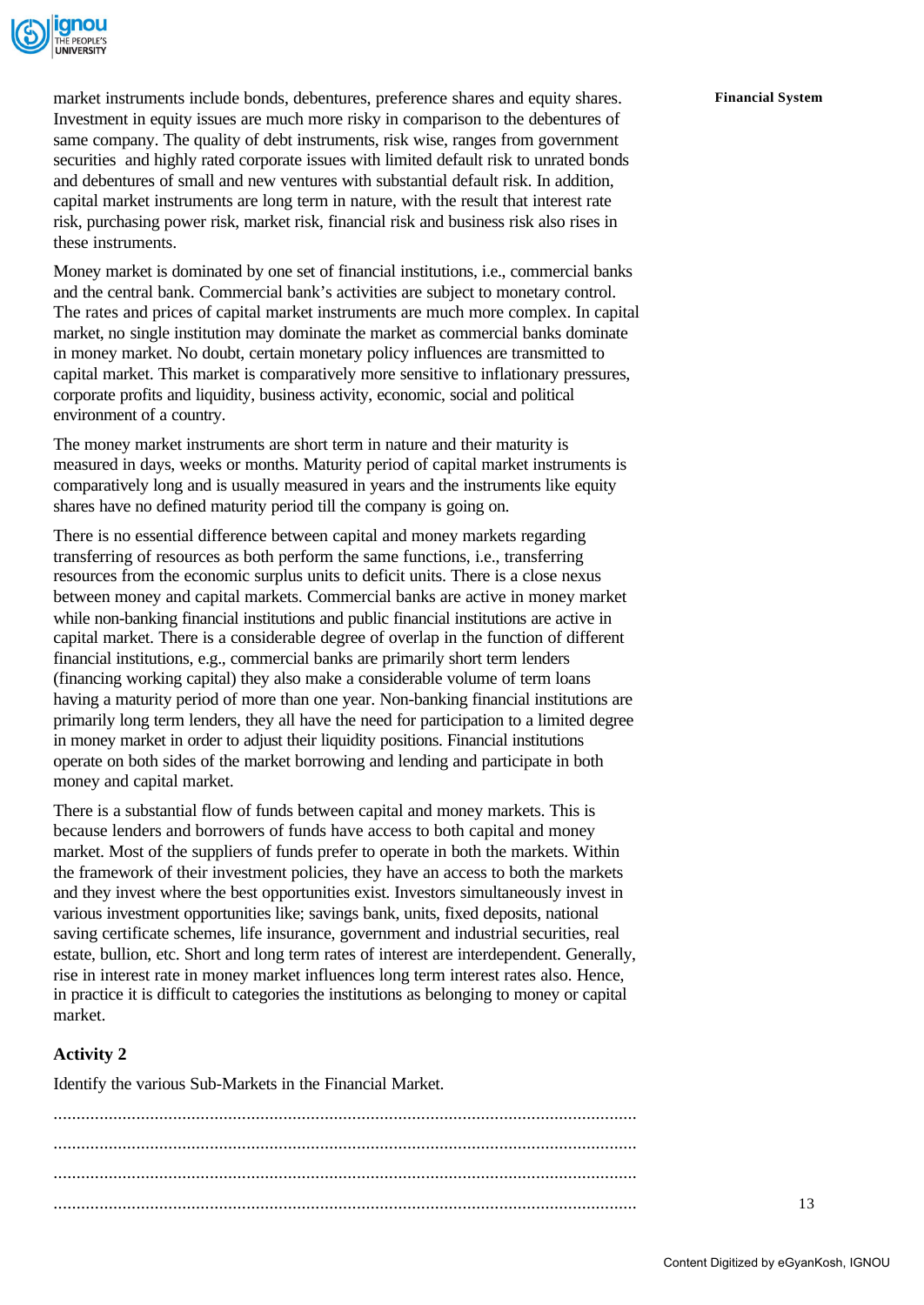market instruments include bonds, debentures, preference shares and equity shares. Investment in equity issues are much more risky in comparison to the debentures of same company. The quality of debt instruments, risk wise, ranges from government securities and highly rated corporate issues with limited default risk to unrated bonds and debentures of small and new ventures with substantial default risk. In addition, capital market instruments are long term in nature, with the result that interest rate risk, purchasing power risk, market risk, financial risk and business risk also rises in these instruments.

Money market is dominated by one set of financial institutions, i.e., commercial banks and the central bank. Commercial bank's activities are subject to monetary control. The rates and prices of capital market instruments are much more complex. In capital market, no single institution may dominate the market as commercial banks dominate in money market. No doubt, certain monetary policy influences are transmitted to capital market. This market is comparatively more sensitive to inflationary pressures, corporate profits and liquidity, business activity, economic, social and political environment of a country.

The money market instruments are short term in nature and their maturity is measured in days, weeks or months. Maturity period of capital market instruments is comparatively long and is usually measured in years and the instruments like equity shares have no defined maturity period till the company is going on.

There is no essential difference between capital and money markets regarding transferring of resources as both perform the same functions, i.e., transferring resources from the economic surplus units to deficit units. There is a close nexus between money and capital markets. Commercial banks are active in money market while non-banking financial institutions and public financial institutions are active in capital market. There is a considerable degree of overlap in the function of different financial institutions, e.g., commercial banks are primarily short term lenders (financing working capital) they also make a considerable volume of term loans having a maturity period of more than one year. Non-banking financial institutions are primarily long term lenders, they all have the need for participation to a limited degree in money market in order to adjust their liquidity positions. Financial institutions operate on both sides of the market borrowing and lending and participate in both money and capital market.

There is a substantial flow of funds between capital and money markets. This is because lenders and borrowers of funds have access to both capital and money market. Most of the suppliers of funds prefer to operate in both the markets. Within the framework of their investment policies, they have an access to both the markets and they invest where the best opportunities exist. Investors simultaneously invest in various investment opportunities like; savings bank, units, fixed deposits, national saving certificate schemes, life insurance, government and industrial securities, real estate, bullion, etc. Short and long term rates of interest are interdependent. Generally, rise in interest rate in money market influences long term interest rates also. Hence, in practice it is difficult to categories the institutions as belonging to money or capital market.

### Activity 2

Identify the various Sub-Markets in the Financial Market.

..............................................................................................................................

..............................................................................................................................

..............................................................................................................................

..............................................................................................................................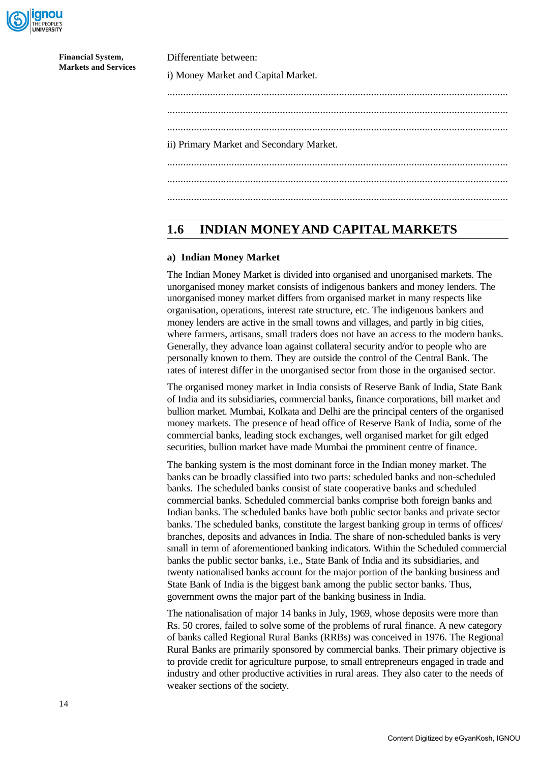Differentiate between:

i) Money Market and Capital Market.

...........................................................................................................................

...........................................................................................................................

...........................................................................................................................

ii) Primary Market and Secondary Market.

...........................................................................................................................

...........................................................................................................................

...........................................................................................................................

## 1.6 INDIAN MONEY AND CAPITAL MARKETS

### a) Indian Money Market

The Indian Money Market is divided into organised and unorganised markets. The unorganised money market consists of indigenous bankers and money lenders. The unorganised money market differs from organised market in many respects like organisation, operations, interest rate structure, etc. The indigenous bankers and money lenders are active in the small towns and villages, and partly in big cities, where farmers, artisans, small traders does not have an access to the modern banks. Generally, they advance loan against collateral security and/or to people who are personally known to them. They are outside the control of the Central Bank. The rates of interest differ in the unorganised sector from those in the organised sector.

The organised money market in India consists of Reserve Bank of India, State Bank of India and its subsidiaries, commercial banks, finance corporations, bill market and bullion market. Mumbai, Kolkata and Delhi are the principal centers of the organised money markets. The presence of head office of Reserve Bank of India, some of the commercial banks, leading stock exchanges, well organised market for gilt edged securities, bullion market have made Mumbai the prominent centre of finance.

The banking system is the most dominant force in the Indian money market. The banks can be broadly classified into two parts: scheduled banks and non-scheduled banks. The scheduled banks consist of state cooperative banks and scheduled commercial banks. Scheduled commercial banks comprise both foreign banks and Indian banks. The scheduled banks have both public sector banks and private sector banks. The scheduled banks, constitute the largest banking group in terms of offices/ branches, deposits and advances in India. The share of non-scheduled banks is very small in term of aforementioned banking indicators. Within the Scheduled commercial banks the public sector banks, i.e., State Bank of India and its subsidiaries, and twenty nationalised banks account for the major portion of the banking business and State Bank of India is the biggest bank among the public sector banks. Thus, government owns the major part of the banking business in India.

The nationalisation of major 14 banks in July, 1969, whose deposits were more than Rs. 50 crores, failed to solve some of the problems of rural finance. A new category of banks called Regional Rural Banks (RRBs) was conceived in 1976. The Regional Rural Banks are primarily sponsored by commercial banks. Their primary objective is to provide credit for agriculture purpose, to small entrepreneurs engaged in trade and industry and other productive activities in rural areas. They also cater to the needs of weaker sections of the society.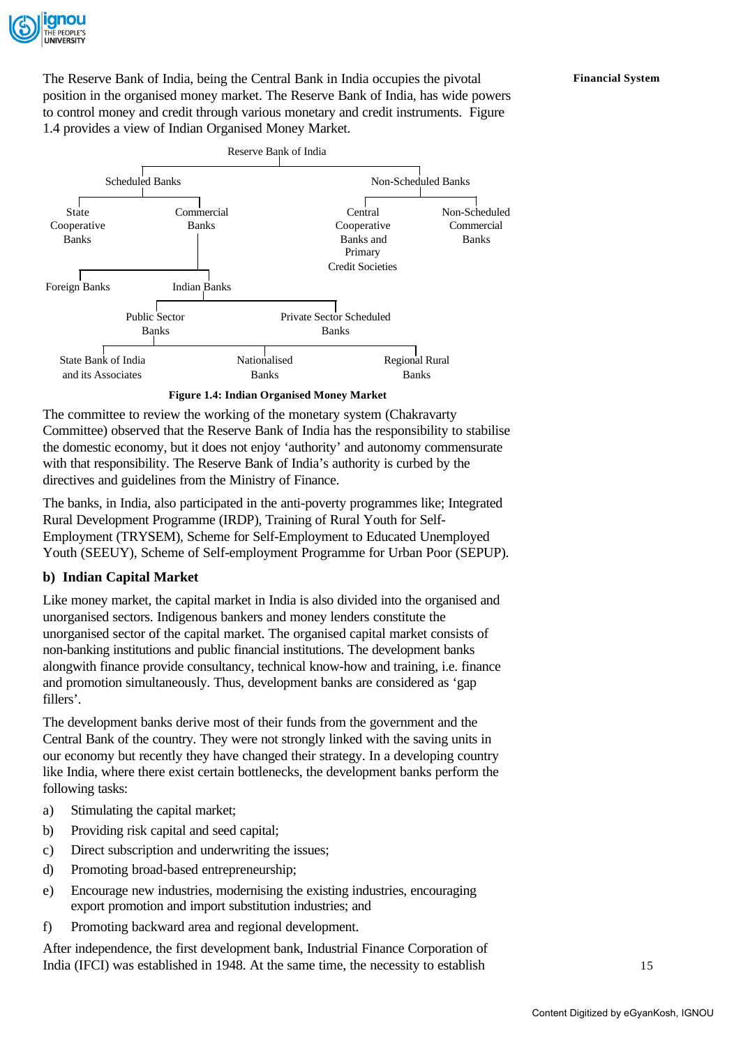The Reserve Bank of India, being the Central Bank in India occupies the pivotal position in the organised money market. The Reserve Bank of India, has wide powers to control money and credit through various monetary and credit instruments. Figure 1.4 provides a view of Indian Organised Money Market.

- Reserve Bank of India
  - Scheduled Banks
    - State Cooperative Banks
    - Commercial Banks
      - Foreign Banks
      - Indian Banks
        - Public Sector Banks
          - State Bank of India and its Associates
          - Nationalised Banks
          - Regional Rural Banks
        - Private Sector Scheduled Banks
  - Non-Scheduled Banks
    - Central Cooperative Banks and Primary Credit Societies
    - Non-Scheduled Commercial Banks

**Figure 1.4: Indian Organised Money Market**

The committee to review the working of the monetary system (Chakravarty Committee) observed that the Reserve Bank of India has the responsibility to stabilise the domestic economy, but it does not enjoy 'authority' and autonomy commensurate with that responsibility. The Reserve Bank of India's authority is curbed by the directives and guidelines from the Ministry of Finance.

The banks, in India, also participated in the anti-poverty programmes like; Integrated Rural Development Programme (IRDP), Training of Rural Youth for Self-Employment (TRYSEM), Scheme for Self-Employment to Educated Unemployed Youth (SEEUY), Scheme of Self-employment Programme for Urban Poor (SEPUP).

### b) Indian Capital Market

Like money market, the capital market in India is also divided into the organised and unorganised sectors. Indigenous bankers and money lenders constitute the unorganised sector of the capital market. The organised capital market consists of non-banking institutions and public financial institutions. The development banks alongwith finance provide consultancy, technical know-how and training, i.e. finance and promotion simultaneously. Thus, development banks are considered as 'gap fillers'.

The development banks derive most of their funds from the government and the Central Bank of the country. They were not strongly linked with the saving units in our economy but recently they have changed their strategy. In a developing country like India, where there exist certain bottlenecks, the development banks perform the following tasks:

a) Stimulating the capital market;

b) Providing risk capital and seed capital;

c) Direct subscription and underwriting the issues;

d) Promoting broad-based entrepreneurship;

e) Encourage new industries, modernising the existing industries, encouraging export promotion and import substitution industries; and

f) Promoting backward area and regional development.

After independence, the first development bank, Industrial Finance Corporation of India (IFCI) was established in 1948. At the same time, the necessity to establish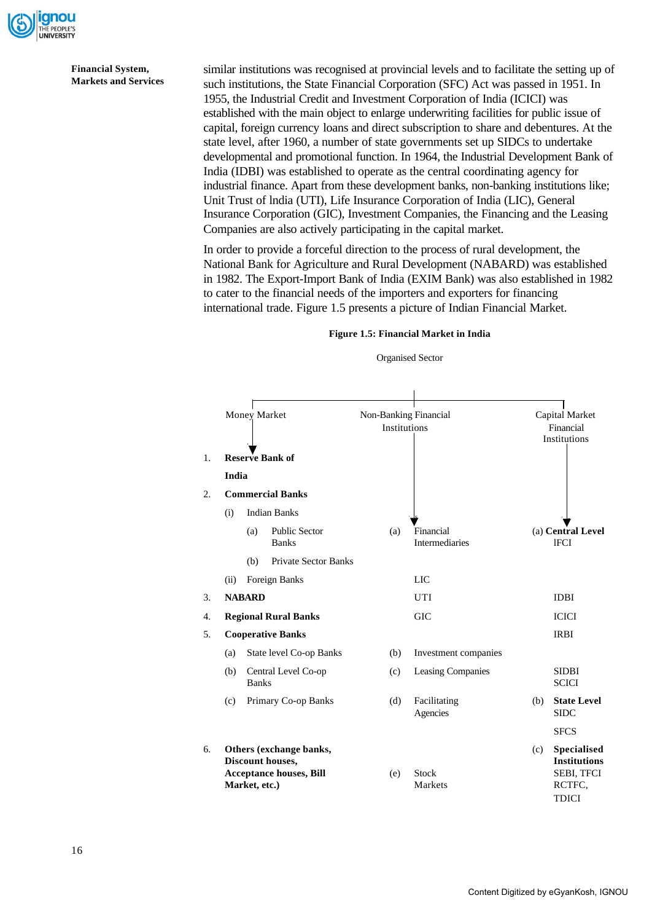similar institutions was recognised at provincial levels and to facilitate the setting up of such institutions, the State Financial Corporation (SFC) Act was passed in 1951. In 1955, the Industrial Credit and Investment Corporation of India (ICICI) was established with the main object to enlarge underwriting facilities for public issue of capital, foreign currency loans and direct subscription to share and debentures. At the state level, after 1960, a number of state governments set up SIDCs to undertake developmental and promotional function. In 1964, the Industrial Development Bank of India (IDBI) was established to operate as the central coordinating agency for industrial finance. Apart from these development banks, non-banking institutions like; Unit Trust of India (UTI), Life Insurance Corporation of India (LIC), General Insurance Corporation (GIC), Investment Companies, the Financing and the Leasing Companies are also actively participating in the capital market.

In order to provide a forceful direction to the process of rural development, the National Bank for Agriculture and Rural Development (NABARD) was established in 1982. The Export-Import Bank of India (EXIM Bank) was also established in 1982 to cater to the financial needs of the importers and exporters for financing international trade. Figure 1.5 presents a picture of Indian Financial Market.

**Figure 1.5: Financial Market in India**

Organised Sector

| Money Market | Non-Banking Financial Institutions | Capital Market Financial Institutions |
|---|---|---|
| 1. **Reserve Bank of India** | | |
| 2. **Commercial Banks** | | |
| (i) Indian Banks | | |
| (a) Public Sector Banks | (a) Financial Intermediaries | (a) **Central Level** IFCI |
| (b) Private Sector Banks | | |
| (ii) Foreign Banks | LIC | |
| 3. **NABARD** | UTI | IDBI |
| 4. **Regional Rural Banks** | GIC | ICICI |
| 5. **Cooperative Banks** | | IRBI |
| (a) State level Co-op Banks | (b) Investment companies | |
| (b) Central Level Co-op Banks | (c) Leasing Companies | SIDBI, SCICI |
| (c) Primary Co-op Banks | (d) Facilitating Agencies | (b) **State Level** SIDC |
| | | SFCS |
| 6. **Others (exchange banks, Discount houses, Acceptance houses, Bill Market, etc.)** | (e) Stock Markets | (c) **Specialised Institutions** SEBI, TFCI RCTFC, TDICI |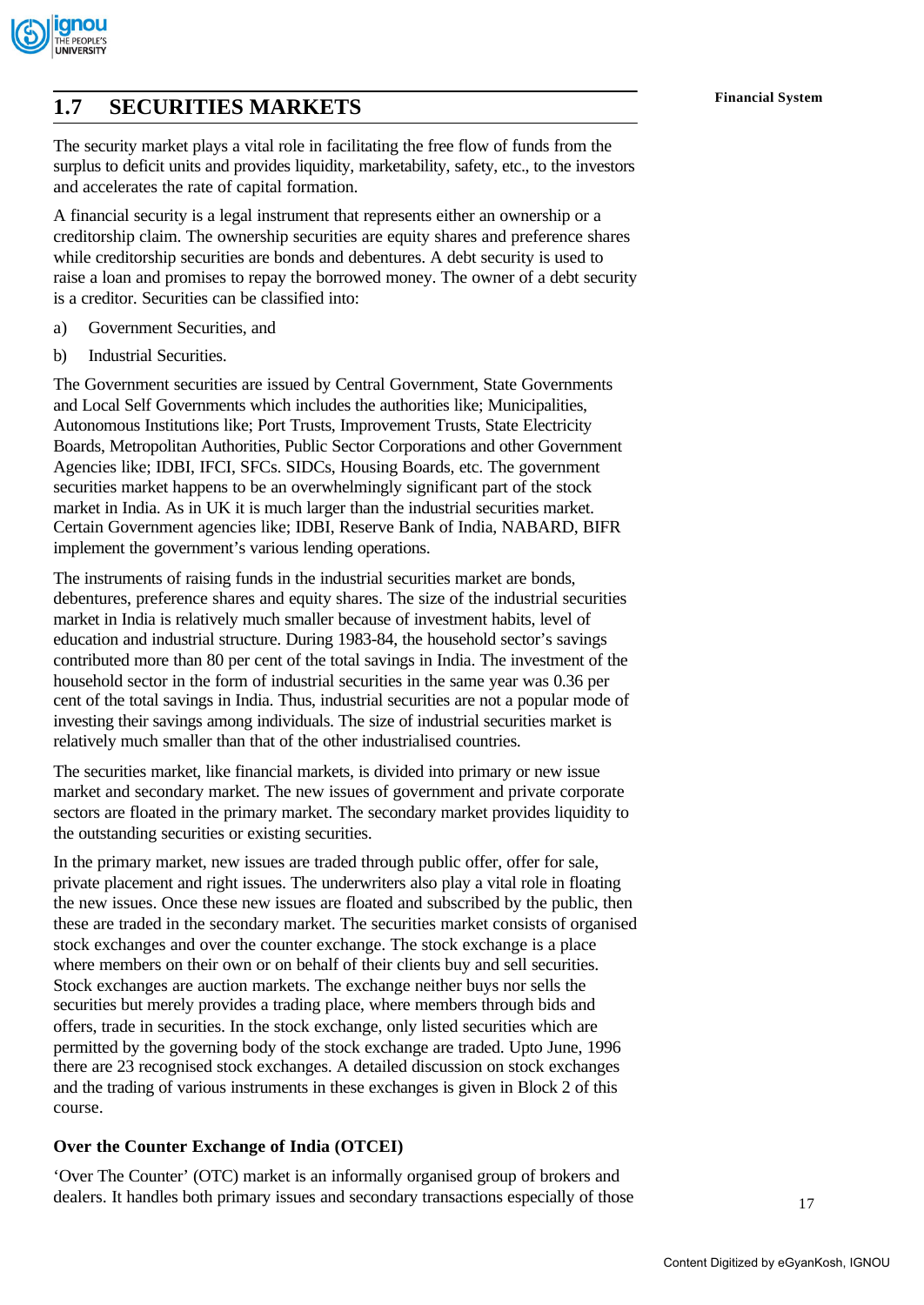## 1.7 SECURITIES MARKETS

The security market plays a vital role in facilitating the free flow of funds from the surplus to deficit units and provides liquidity, marketability, safety, etc., to the investors and accelerates the rate of capital formation.

A financial security is a legal instrument that represents either an ownership or a creditorship claim. The ownership securities are equity shares and preference shares while creditorship securities are bonds and debentures. A debt security is used to raise a loan and promises to repay the borrowed money. The owner of a debt security is a creditor. Securities can be classified into:

a) Government Securities, and

b) Industrial Securities.

The Government securities are issued by Central Government, State Governments and Local Self Governments which includes the authorities like; Municipalities, Autonomous Institutions like; Port Trusts, Improvement Trusts, State Electricity Boards, Metropolitan Authorities, Public Sector Corporations and other Government Agencies like; IDBI, IFCI, SFCs. SIDCs, Housing Boards, etc. The government securities market happens to be an overwhelmingly significant part of the stock market in India. As in UK it is much larger than the industrial securities market. Certain Government agencies like; IDBI, Reserve Bank of India, NABARD, BIFR implement the government's various lending operations.

The instruments of raising funds in the industrial securities market are bonds, debentures, preference shares and equity shares. The size of the industrial securities market in India is relatively much smaller because of investment habits, level of education and industrial structure. During 1983-84, the household sector's savings contributed more than 80 per cent of the total savings in India. The investment of the household sector in the form of industrial securities in the same year was 0.36 per cent of the total savings in India. Thus, industrial securities are not a popular mode of investing their savings among individuals. The size of industrial securities market is relatively much smaller than that of the other industrialised countries.

The securities market, like financial markets, is divided into primary or new issue market and secondary market. The new issues of government and private corporate sectors are floated in the primary market. The secondary market provides liquidity to the outstanding securities or existing securities.

In the primary market, new issues are traded through public offer, offer for sale, private placement and right issues. The underwriters also play a vital role in floating the new issues. Once these new issues are floated and subscribed by the public, then these are traded in the secondary market. The securities market consists of organised stock exchanges and over the counter exchange. The stock exchange is a place where members on their own or on behalf of their clients buy and sell securities. Stock exchanges are auction markets. The exchange neither buys nor sells the securities but merely provides a trading place, where members through bids and offers, trade in securities. In the stock exchange, only listed securities which are permitted by the governing body of the stock exchange are traded. Upto June, 1996 there are 23 recognised stock exchanges. A detailed discussion on stock exchanges and the trading of various instruments in these exchanges is given in Block 2 of this course.

**Over the Counter Exchange of India (OTCEI)**

'Over The Counter' (OTC) market is an informally organised group of brokers and dealers. It handles both primary issues and secondary transactions especially of those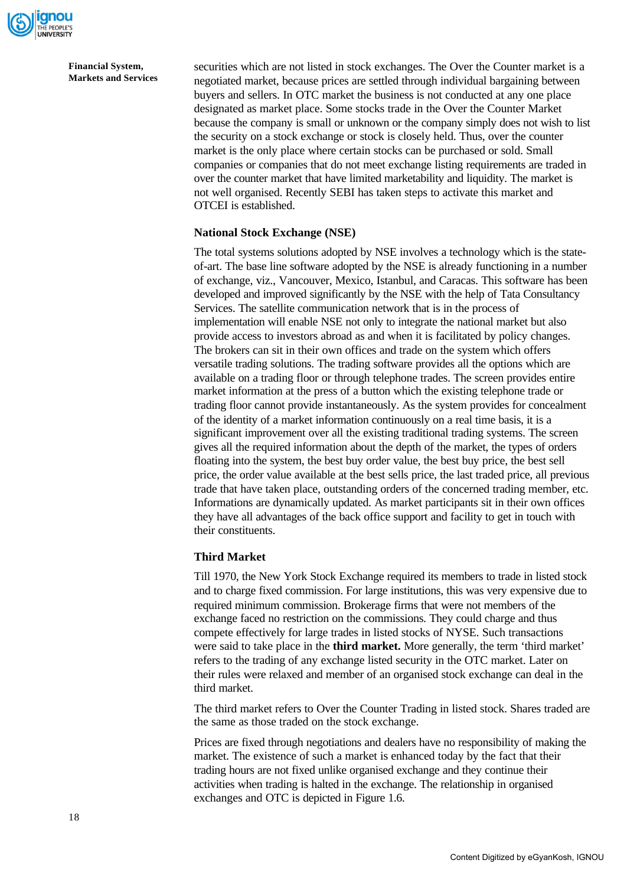securities which are not listed in stock exchanges. The Over the Counter market is a negotiated market, because prices are settled through individual bargaining between buyers and sellers. In OTC market the business is not conducted at any one place designated as market place. Some stocks trade in the Over the Counter Market because the company is small or unknown or the company simply does not wish to list the security on a stock exchange or stock is closely held. Thus, over the counter market is the only place where certain stocks can be purchased or sold. Small companies or companies that do not meet exchange listing requirements are traded in over the counter market that have limited marketability and liquidity. The market is not well organised. Recently SEBI has taken steps to activate this market and OTCEI is established.

### National Stock Exchange (NSE)

The total systems solutions adopted by NSE involves a technology which is the state-of-art. The base line software adopted by the NSE is already functioning in a number of exchange, viz., Vancouver, Mexico, Istanbul, and Caracas. This software has been developed and improved significantly by the NSE with the help of Tata Consultancy Services. The satellite communication network that is in the process of implementation will enable NSE not only to integrate the national market but also provide access to investors abroad as and when it is facilitated by policy changes. The brokers can sit in their own offices and trade on the system which offers versatile trading solutions. The trading software provides all the options which are available on a trading floor or through telephone trades. The screen provides entire market information at the press of a button which the existing telephone trade or trading floor cannot provide instantaneously. As the system provides for concealment of the identity of a market information continuously on a real time basis, it is a significant improvement over all the existing traditional trading systems. The screen gives all the required information about the depth of the market, the types of orders floating into the system, the best buy order value, the best buy price, the best sell price, the order value available at the best sells price, the last traded price, all previous trade that have taken place, outstanding orders of the concerned trading member, etc. Informations are dynamically updated. As market participants sit in their own offices they have all advantages of the back office support and facility to get in touch with their constituents.

### Third Market

Till 1970, the New York Stock Exchange required its members to trade in listed stock and to charge fixed commission. For large institutions, this was very expensive due to required minimum commission. Brokerage firms that were not members of the exchange faced no restriction on the commissions. They could charge and thus compete effectively for large trades in listed stocks of NYSE. Such transactions were said to take place in the **third market.** More generally, the term 'third market' refers to the trading of any exchange listed security in the OTC market. Later on their rules were relaxed and member of an organised stock exchange can deal in the third market.

The third market refers to Over the Counter Trading in listed stock. Shares traded are the same as those traded on the stock exchange.

Prices are fixed through negotiations and dealers have no responsibility of making the market. The existence of such a market is enhanced today by the fact that their trading hours are not fixed unlike organised exchange and they continue their activities when trading is halted in the exchange. The relationship in organised exchanges and OTC is depicted in Figure 1.6.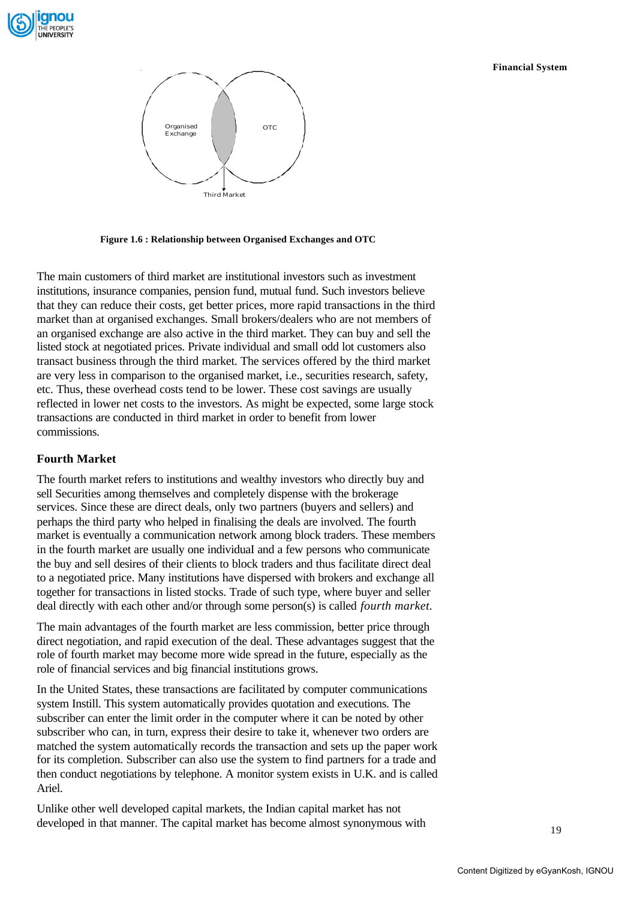Organised Exchange

OTC

Third Market

**Figure 1.6 : Relationship between Organised Exchanges and OTC**

The main customers of third market are institutional investors such as investment institutions, insurance companies, pension fund, mutual fund. Such investors believe that they can reduce their costs, get better prices, more rapid transactions in the third market than at organised exchanges. Small brokers/dealers who are not members of an organised exchange are also active in the third market. They can buy and sell the listed stock at negotiated prices. Private individual and small odd lot customers also transact business through the third market. The services offered by the third market are very less in comparison to the organised market, i.e., securities research, safety, etc. Thus, these overhead costs tend to be lower. These cost savings are usually reflected in lower net costs to the investors. As might be expected, some large stock transactions are conducted in third market in order to benefit from lower commissions.

### Fourth Market

The fourth market refers to institutions and wealthy investors who directly buy and sell Securities among themselves and completely dispense with the brokerage services. Since these are direct deals, only two partners (buyers and sellers) and perhaps the third party who helped in finalising the deals are involved. The fourth market is eventually a communication network among block traders. These members in the fourth market are usually one individual and a few persons who communicate the buy and sell desires of their clients to block traders and thus facilitate direct deal to a negotiated price. Many institutions have dispersed with brokers and exchange all together for transactions in listed stocks. Trade of such type, where buyer and seller deal directly with each other and/or through some person(s) is called *fourth market*.

The main advantages of the fourth market are less commission, better price through direct negotiation, and rapid execution of the deal. These advantages suggest that the role of fourth market may become more wide spread in the future, especially as the role of financial services and big financial institutions grows.

In the United States, these transactions are facilitated by computer communications system Instill. This system automatically provides quotation and executions. The subscriber can enter the limit order in the computer where it can be noted by other subscriber who can, in turn, express their desire to take it, whenever two orders are matched the system automatically records the transaction and sets up the paper work for its completion. Subscriber can also use the system to find partners for a trade and then conduct negotiations by telephone. A monitor system exists in U.K. and is called Ariel.

Unlike other well developed capital markets, the Indian capital market has not developed in that manner. The capital market has become almost synonymous with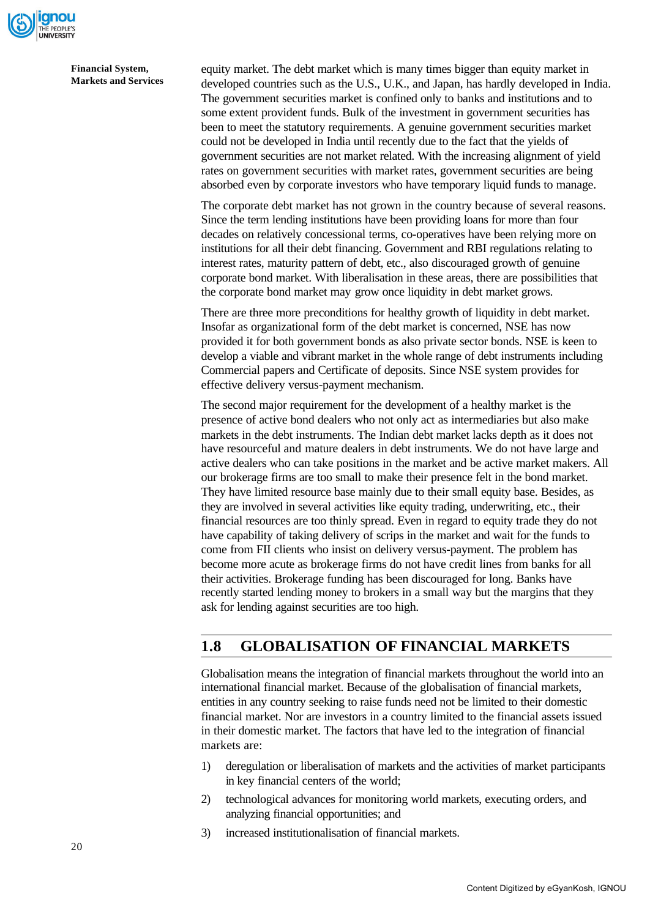equity market. The debt market which is many times bigger than equity market in developed countries such as the U.S., U.K., and Japan, has hardly developed in India. The government securities market is confined only to banks and institutions and to some extent provident funds. Bulk of the investment in government securities has been to meet the statutory requirements. A genuine government securities market could not be developed in India until recently due to the fact that the yields of government securities are not market related. With the increasing alignment of yield rates on government securities with market rates, government securities are being absorbed even by corporate investors who have temporary liquid funds to manage.

The corporate debt market has not grown in the country because of several reasons. Since the term lending institutions have been providing loans for more than four decades on relatively concessional terms, co-operatives have been relying more on institutions for all their debt financing. Government and RBI regulations relating to interest rates, maturity pattern of debt, etc., also discouraged growth of genuine corporate bond market. With liberalisation in these areas, there are possibilities that the corporate bond market may grow once liquidity in debt market grows.

There are three more preconditions for healthy growth of liquidity in debt market. Insofar as organizational form of the debt market is concerned, NSE has now provided it for both government bonds as also private sector bonds. NSE is keen to develop a viable and vibrant market in the whole range of debt instruments including Commercial papers and Certificate of deposits. Since NSE system provides for effective delivery versus-payment mechanism.

The second major requirement for the development of a healthy market is the presence of active bond dealers who not only act as intermediaries but also make markets in the debt instruments. The Indian debt market lacks depth as it does not have resourceful and mature dealers in debt instruments. We do not have large and active dealers who can take positions in the market and be active market makers. All our brokerage firms are too small to make their presence felt in the bond market. They have limited resource base mainly due to their small equity base. Besides, as they are involved in several activities like equity trading, underwriting, etc., their financial resources are too thinly spread. Even in regard to equity trade they do not have capability of taking delivery of scrips in the market and wait for the funds to come from FII clients who insist on delivery versus-payment. The problem has become more acute as brokerage firms do not have credit lines from banks for all their activities. Brokerage funding has been discouraged for long. Banks have recently started lending money to brokers in a small way but the margins that they ask for lending against securities are too high.

## 1.8 GLOBALISATION OF FINANCIAL MARKETS

Globalisation means the integration of financial markets throughout the world into an international financial market. Because of the globalisation of financial markets, entities in any country seeking to raise funds need not be limited to their domestic financial market. Nor are investors in a country limited to the financial assets issued in their domestic market. The factors that have led to the integration of financial markets are:

1) deregulation or liberalisation of markets and the activities of market participants in key financial centers of the world;
2) technological advances for monitoring world markets, executing orders, and analyzing financial opportunities; and
3) increased institutionalisation of financial markets.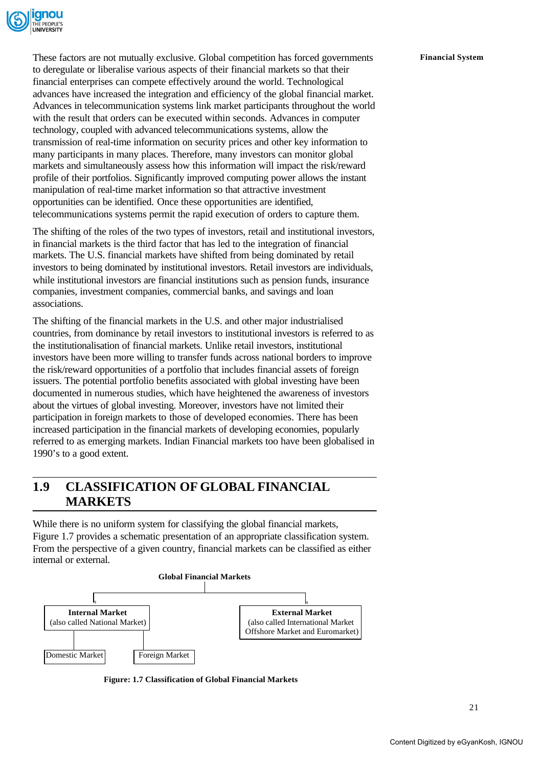These factors are not mutually exclusive. Global competition has forced governments to deregulate or liberalise various aspects of their financial markets so that their financial enterprises can compete effectively around the world. Technological advances have increased the integration and efficiency of the global financial market. Advances in telecommunication systems link market participants throughout the world with the result that orders can be executed within seconds. Advances in computer technology, coupled with advanced telecommunications systems, allow the transmission of real-time information on security prices and other key information to many participants in many places. Therefore, many investors can monitor global markets and simultaneously assess how this information will impact the risk/reward profile of their portfolios. Significantly improved computing power allows the instant manipulation of real-time market information so that attractive investment opportunities can be identified. Once these opportunities are identified, telecommunications systems permit the rapid execution of orders to capture them.

The shifting of the roles of the two types of investors, retail and institutional investors, in financial markets is the third factor that has led to the integration of financial markets. The U.S. financial markets have shifted from being dominated by retail investors to being dominated by institutional investors. Retail investors are individuals, while institutional investors are financial institutions such as pension funds, insurance companies, investment companies, commercial banks, and savings and loan associations.

The shifting of the financial markets in the U.S. and other major industrialised countries, from dominance by retail investors to institutional investors is referred to as the institutionalisation of financial markets. Unlike retail investors, institutional investors have been more willing to transfer funds across national borders to improve the risk/reward opportunities of a portfolio that includes financial assets of foreign issuers. The potential portfolio benefits associated with global investing have been documented in numerous studies, which have heightened the awareness of investors about the virtues of global investing. Moreover, investors have not limited their participation in foreign markets to those of developed economies. There has been increased participation in the financial markets of developing economies, popularly referred to as emerging markets. Indian Financial markets too have been globalised in 1990's to a good extent.

## 1.9 CLASSIFICATION OF GLOBAL FINANCIAL MARKETS

While there is no uniform system for classifying the global financial markets, Figure 1.7 provides a schematic presentation of an appropriate classification system. From the perspective of a given country, financial markets can be classified as either internal or external.

**Global Financial Markets**

**Internal Market** (also called National Market)

Domestic Market

Foreign Market

**External Market** (also called International Market Offshore Market and Euromarket)

**Figure: 1.7 Classification of Global Financial Markets**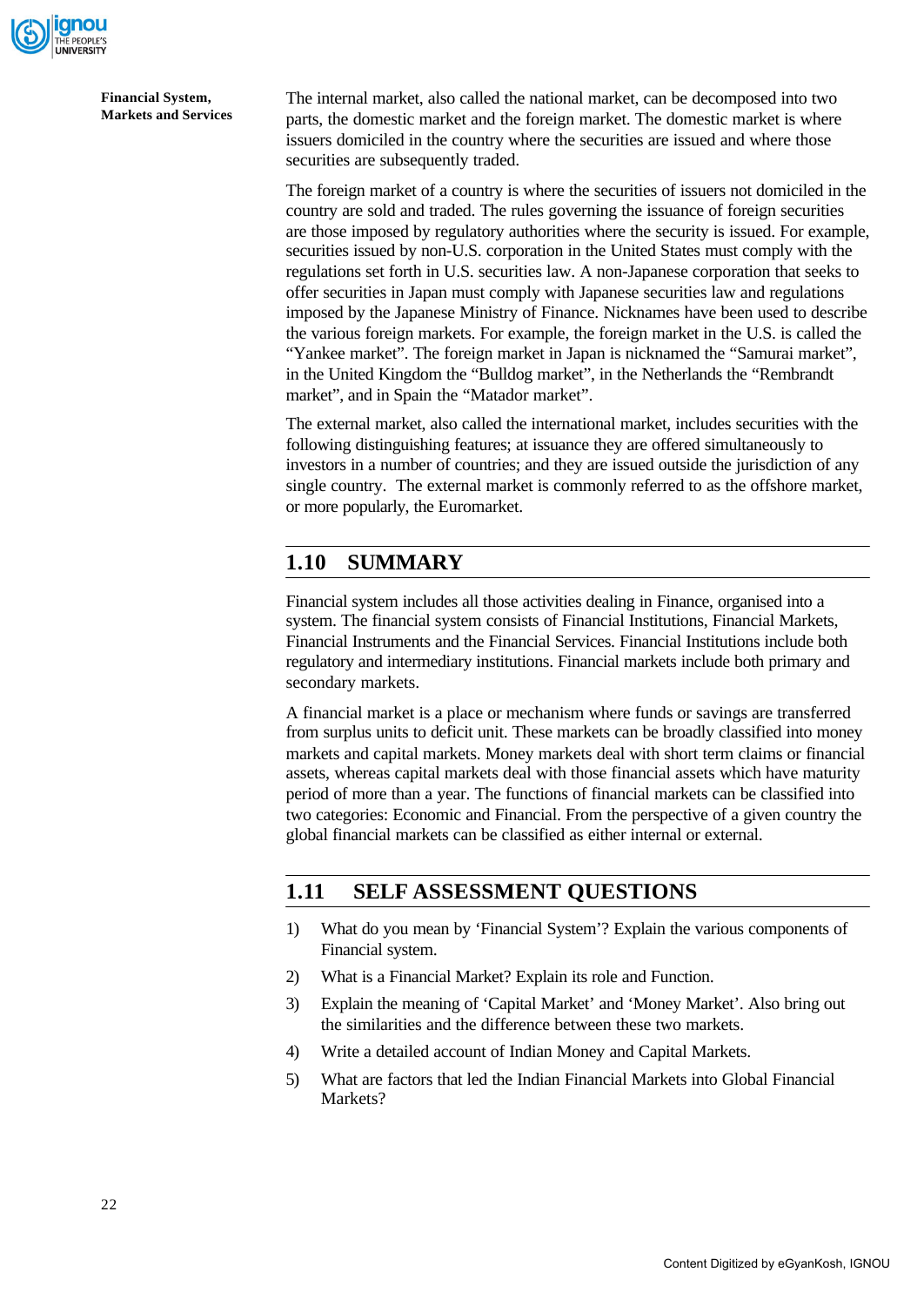The internal market, also called the national market, can be decomposed into two parts, the domestic market and the foreign market. The domestic market is where issuers domiciled in the country where the securities are issued and where those securities are subsequently traded.

The foreign market of a country is where the securities of issuers not domiciled in the country are sold and traded. The rules governing the issuance of foreign securities are those imposed by regulatory authorities where the security is issued. For example, securities issued by non-U.S. corporation in the United States must comply with the regulations set forth in U.S. securities law. A non-Japanese corporation that seeks to offer securities in Japan must comply with Japanese securities law and regulations imposed by the Japanese Ministry of Finance. Nicknames have been used to describe the various foreign markets. For example, the foreign market in the U.S. is called the "Yankee market". The foreign market in Japan is nicknamed the "Samurai market", in the United Kingdom the "Bulldog market", in the Netherlands the "Rembrandt market", and in Spain the "Matador market".

The external market, also called the international market, includes securities with the following distinguishing features; at issuance they are offered simultaneously to investors in a number of countries; and they are issued outside the jurisdiction of any single country. The external market is commonly referred to as the offshore market, or more popularly, the Euromarket.

## 1.10 SUMMARY

Financial system includes all those activities dealing in Finance, organised into a system. The financial system consists of Financial Institutions, Financial Markets, Financial Instruments and the Financial Services. Financial Institutions include both regulatory and intermediary institutions. Financial markets include both primary and secondary markets.

A financial market is a place or mechanism where funds or savings are transferred from surplus units to deficit unit. These markets can be broadly classified into money markets and capital markets. Money markets deal with short term claims or financial assets, whereas capital markets deal with those financial assets which have maturity period of more than a year. The functions of financial markets can be classified into two categories: Economic and Financial. From the perspective of a given country the global financial markets can be classified as either internal or external.

## 1.11 SELF ASSESSMENT QUESTIONS

1) What do you mean by 'Financial System'? Explain the various components of Financial system.
2) What is a Financial Market? Explain its role and Function.
3) Explain the meaning of 'Capital Market' and 'Money Market'. Also bring out the similarities and the difference between these two markets.
4) Write a detailed account of Indian Money and Capital Markets.
5) What are factors that led the Indian Financial Markets into Global Financial Markets?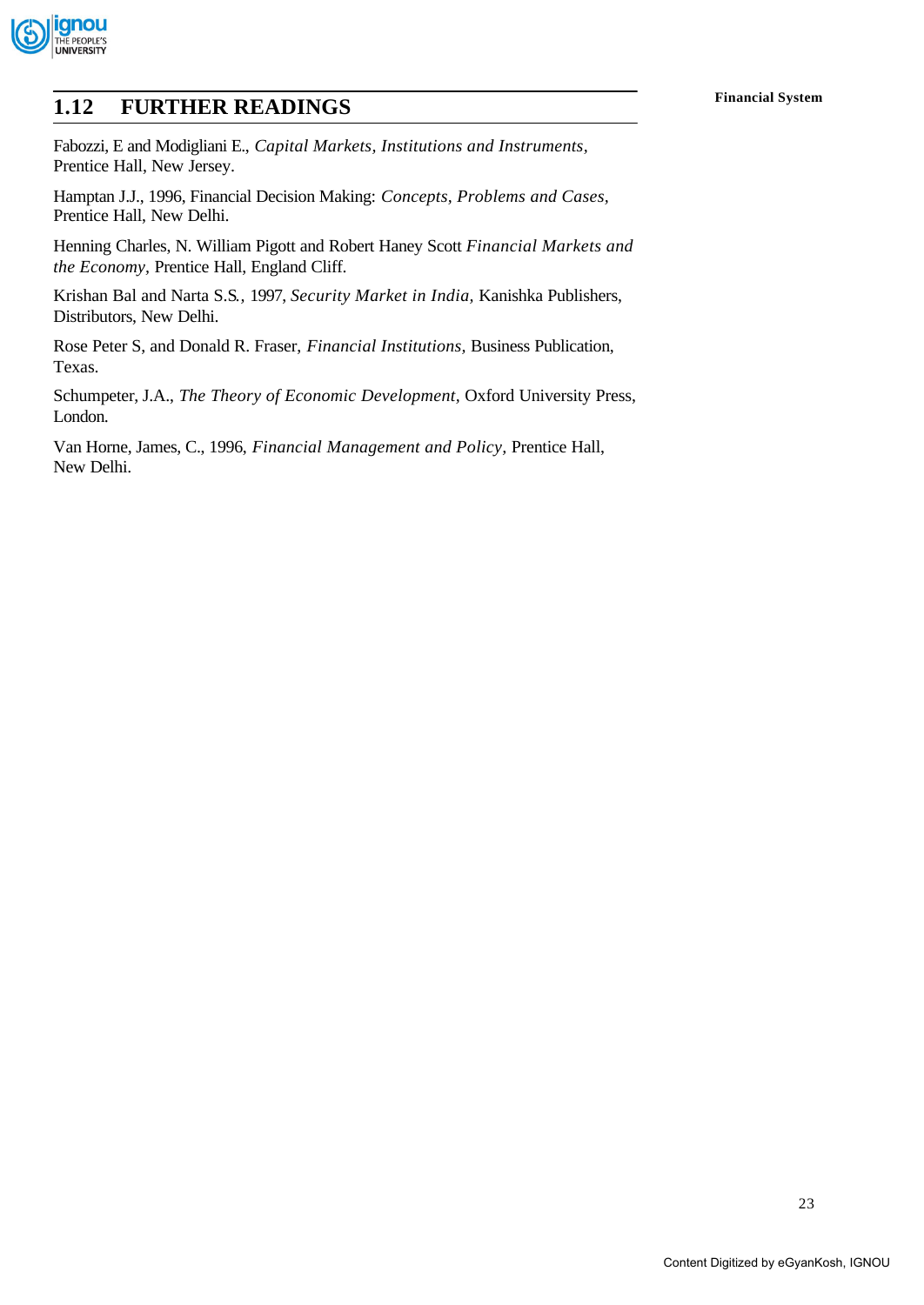## 1.12 FURTHER READINGS

Fabozzi, E and Modigliani E., *Capital Markets, Institutions and Instruments*, Prentice Hall, New Jersey.

Hamptan J.J., 1996, Financial Decision Making: *Concepts, Problems and Cases*, Prentice Hall, New Delhi.

Henning Charles, N. William Pigott and Robert Haney Scott *Financial Markets and the Economy*, Prentice Hall, England Cliff.

Krishan Bal and Narta S.S., 1997, *Security Market in India*, Kanishka Publishers, Distributors, New Delhi.

Rose Peter S, and Donald R. Fraser, *Financial Institutions*, Business Publication, Texas.

Schumpeter, J.A., *The Theory of Economic Development*, Oxford University Press, London.

Van Horne, James, C., 1996, *Financial Management and Policy*, Prentice Hall, New Delhi.